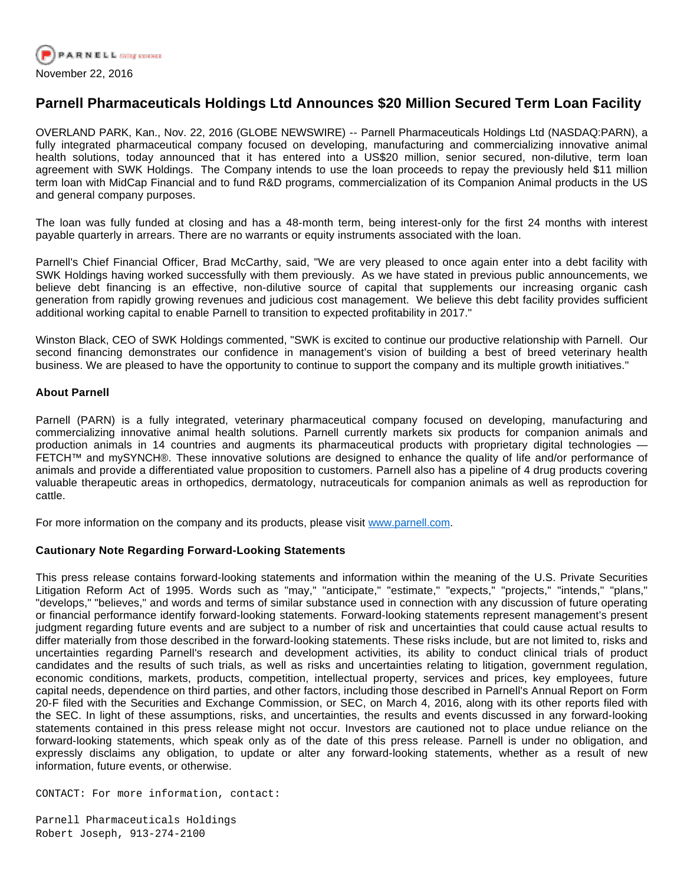November 22, 2016

# Parnell Pharmaceuticals Holdings Ltd Announces $20 Million Secured Term Loan Facility

OVERLAND PARK, Kan., Nov. 22, 2016 (GLOBE NEWSWIRE) -- Parnell Pharmaceuticals Holdings Ltd (NASDAQ:PARN), a fully integrated pharmaceutical company focused on developing, manufacturing and commercializing innovative animal health solutions, today announced that it has entered into a US$20 million, senior secured, non-dilutive, term loan agreement with SWK Holdings. The Company intends to use the loan proceeds to repay the previously held $11 million term loan with MidCap Financial and to fund R&D programs, commercialization of its Companion Animal products in the US and general company purposes.

The loan was fully funded at closing and has a 48-month term, being interest-only for the first 24 months with interest payable quarterly in arrears. There are no warrants or equity instruments associated with the loan.

Parnell's Chief Financial Officer, Brad McCarthy, said, "We are very pleased to once again enter into a debt facility with SWK Holdings having worked successfully with them previously. As we have stated in previous public announcements, we believe debt financing is an effective, non-dilutive source of capital that supplements our increasing organic cash generation from rapidly growing revenues and judicious cost management. We believe this debt facility provides sufficient additional working capital to enable Parnell to transition to expected profitability in 2017."

Winston Black, CEO of SWK Holdings commented, "SWK is excited to continue our productive relationship with Parnell. Our second financing demonstrates our confidence in management's vision of building a best of breed veterinary health business. We are pleased to have the opportunity to continue to support the company and its multiple growth initiatives."

**About Parnell**

Parnell (PARN) is a fully integrated, veterinary pharmaceutical company focused on developing, manufacturing and commercializing innovative animal health solutions. Parnell currently markets six products for companion animals and production animals in 14 countries and augments its pharmaceutical products with proprietary digital technologies — FETCH™ and mySYNCH®. These innovative solutions are designed to enhance the quality of life and/or performance of animals and provide a differentiated value proposition to customers. Parnell also has a pipeline of 4 drug products covering valuable therapeutic areas in orthopedics, dermatology, nutraceuticals for companion animals as well as reproduction for cattle.

For more information on the company and its products, please visit www.parnell.com.

**Cautionary Note Regarding Forward-Looking Statements**

This press release contains forward-looking statements and information within the meaning of the U.S. Private Securities Litigation Reform Act of 1995. Words such as "may," "anticipate," "estimate," "expects," "projects," "intends," "plans," "develops," "believes," and words and terms of similar substance used in connection with any discussion of future operating or financial performance identify forward-looking statements. Forward-looking statements represent management's present judgment regarding future events and are subject to a number of risk and uncertainties that could cause actual results to differ materially from those described in the forward-looking statements. These risks include, but are not limited to, risks and uncertainties regarding Parnell's research and development activities, its ability to conduct clinical trials of product candidates and the results of such trials, as well as risks and uncertainties relating to litigation, government regulation, economic conditions, markets, products, competition, intellectual property, services and prices, key employees, future capital needs, dependence on third parties, and other factors, including those described in Parnell's Annual Report on Form 20-F filed with the Securities and Exchange Commission, or SEC, on March 4, 2016, along with its other reports filed with the SEC. In light of these assumptions, risks, and uncertainties, the results and events discussed in any forward-looking statements contained in this press release might not occur. Investors are cautioned not to place undue reliance on the forward-looking statements, which speak only as of the date of this press release. Parnell is under no obligation, and expressly disclaims any obligation, to update or alter any forward-looking statements, whether as a result of new information, future events, or otherwise.

```
CONTACT: For more information, contact:

Parnell Pharmaceuticals Holdings
Robert Joseph, 913-274-2100
```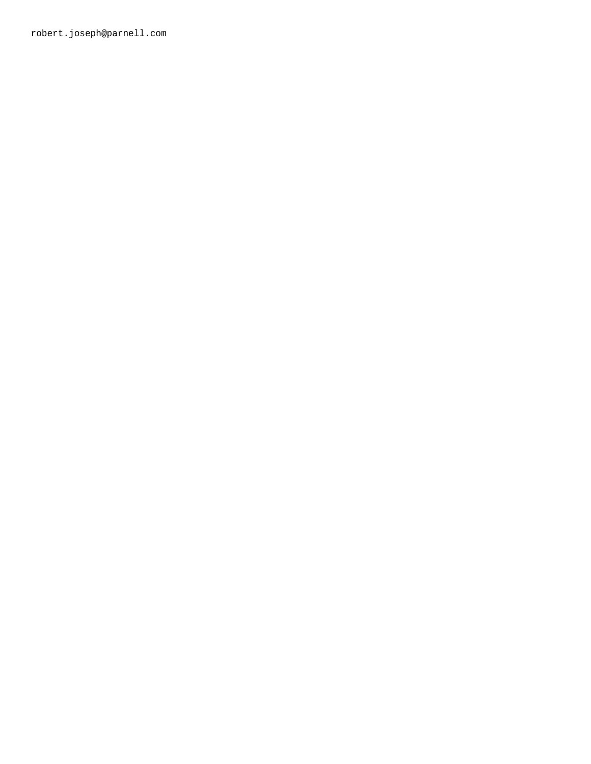robert.joseph@parnell.com